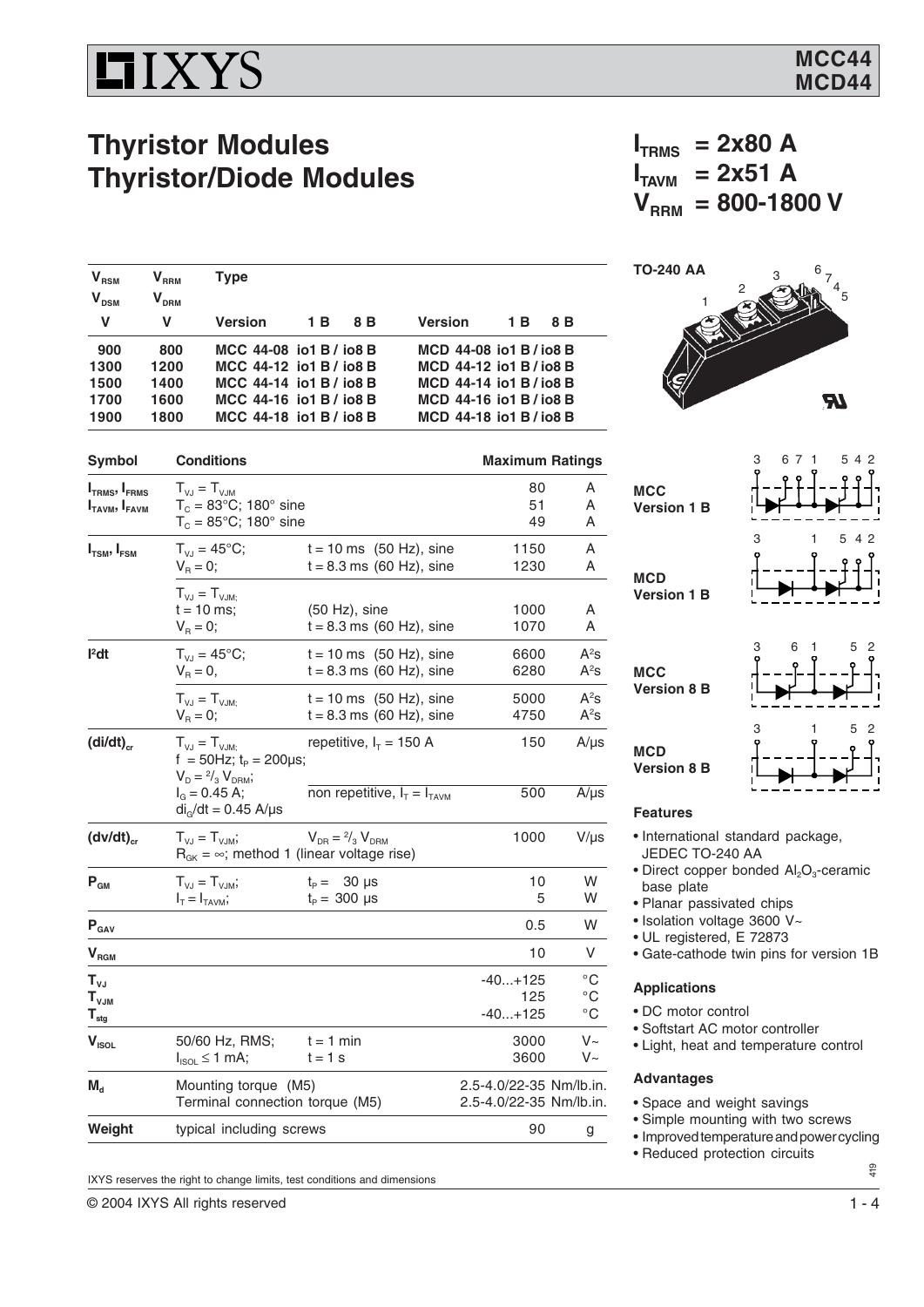# IXYS

**MCC44**
**MCD44**

## Thyristor Modules
## Thyristor/Diode Modules

$I_{TRMS}$ = 2x80 A
$I_{TAVM}$ = 2x51 A
$V_{RRM}$ = 800-1800 V

| $V_{RSM}$ $V_{DSM}$ | $V_{RRM}$ $V_{DRM}$ | Type | | | | | |
|---|---|---|---|---|---|---|---|
| V | V | Version | 1 B | 8 B | Version | 1 B | 8 B |
| 900 | 800 | MCC 44-08 io1 B / io8 B | | | MCD 44-08 io1 B / io8 B | | |
| 1300 | 1200 | MCC 44-12 io1 B / io8 B | | | MCD 44-12 io1 B / io8 B | | |
| 1500 | 1400 | MCC 44-14 io1 B / io8 B | | | MCD 44-14 io1 B / io8 B | | |
| 1700 | 1600 | MCC 44-16 io1 B / io8 B | | | MCD 44-16 io1 B / io8 B | | |
| 1900 | 1800 | MCC 44-18 io1 B / io8 B | | | MCD 44-18 io1 B / io8 B | | |

TO-240 AA

| Symbol | Conditions | | Maximum Ratings | |
|---|---|---|---|---|
| $I_{TRMS}$, $I_{FRMS}$ | $T_{VJ} = T_{VJM}$ | | 80 | A |
| $I_{TAVM}$, $I_{FAVM}$ | $T_C$ = 83°C; 180° sine | | 51 | A |
| | $T_C$ = 85°C; 180° sine | | 49 | A |
| $I_{TSM}$, $I_{FSM}$ | $T_{VJ}$ = 45°C; | t = 10 ms (50 Hz), sine | 1150 | A |
| | $V_R$ = 0; | t = 8.3 ms (60 Hz), sine | 1230 | A |
| | $T_{VJ} = T_{VJM}$; t = 10 ms; | (50 Hz), sine | 1000 | A |
| | $V_R$ = 0; | t = 8.3 ms (60 Hz), sine | 1070 | A |
| $I^2dt$ | $T_{VJ}$ = 45°C; | t = 10 ms (50 Hz), sine | 6600 | $A^2s$ |
| | $V_R$ = 0, | t = 8.3 ms (60 Hz), sine | 6280 | $A^2s$ |
| | $T_{VJ} = T_{VJM}$; | t = 10 ms (50 Hz), sine | 5000 | $A^2s$ |
| | $V_R$ = 0; | t = 8.3 ms (60 Hz), sine | 4750 | $A^2s$ |
| $(di/dt)_{cr}$ | $T_{VJ} = T_{VJM}$; f = 50Hz; $t_P$ = 200µs; $V_D = {}^2/_3 V_{DRM}$; | repetitive, $I_T$ = 150 A | 150 | A/µs |
| | $I_G$ = 0.45 A; $di_G/dt$ = 0.45 A/µs | non repetitive, $I_T = I_{TAVM}$ | 500 | A/µs |
| $(dv/dt)_{cr}$ | $T_{VJ} = T_{VJM}$; $R_{GK} = \infty$; method 1 (linear voltage rise) | $V_{DR} = {}^2/_3 V_{DRM}$ | 1000 | V/µs |
| $P_{GM}$ | $T_{VJ} = T_{VJM}$; | $t_P$ = 30 µs | 10 | W |
| | $I_T = I_{TAVM}$; | $t_P$ = 300 µs | 5 | W |
| $P_{GAV}$ | | | 0.5 | W |
| $V_{RGM}$ | | | 10 | V |
| $T_{VJ}$ | | | -40...+125 | °C |
| $T_{VJM}$ | | | 125 | °C |
| $T_{stg}$ | | | -40...+125 | °C |
| $V_{ISOL}$ | 50/60 Hz, RMS; | t = 1 min | 3000 | V~ |
| | $I_{ISOL} \leq$ 1 mA; | t = 1 s | 3600 | V~ |
| $M_d$ | Mounting torque (M5) | | 2.5-4.0/22-35 | Nm/lb.in. |
| | Terminal connection torque (M5) | | 2.5-4.0/22-35 | Nm/lb.in. |
| Weight | typical including screws | | 90 | g |

MCC Version 1 B

MCD Version 1 B

MCC Version 8 B

MCD Version 8 B

### Features

- International standard package, JEDEC TO-240 AA
- Direct copper bonded $Al_2O_3$-ceramic base plate
- Planar passivated chips
- Isolation voltage 3600 V~
- UL registered, E 72873
- Gate-cathode twin pins for version 1B

### Applications

- DC motor control
- Softstart AC motor controller
- Light, heat and temperature control

### Advantages

- Space and weight savings
- Simple mounting with two screws
- Improved temperature and power cycling
- Reduced protection circuits

IXYS reserves the right to change limits, test conditions and dimensions

© 2004 IXYS All rights reserved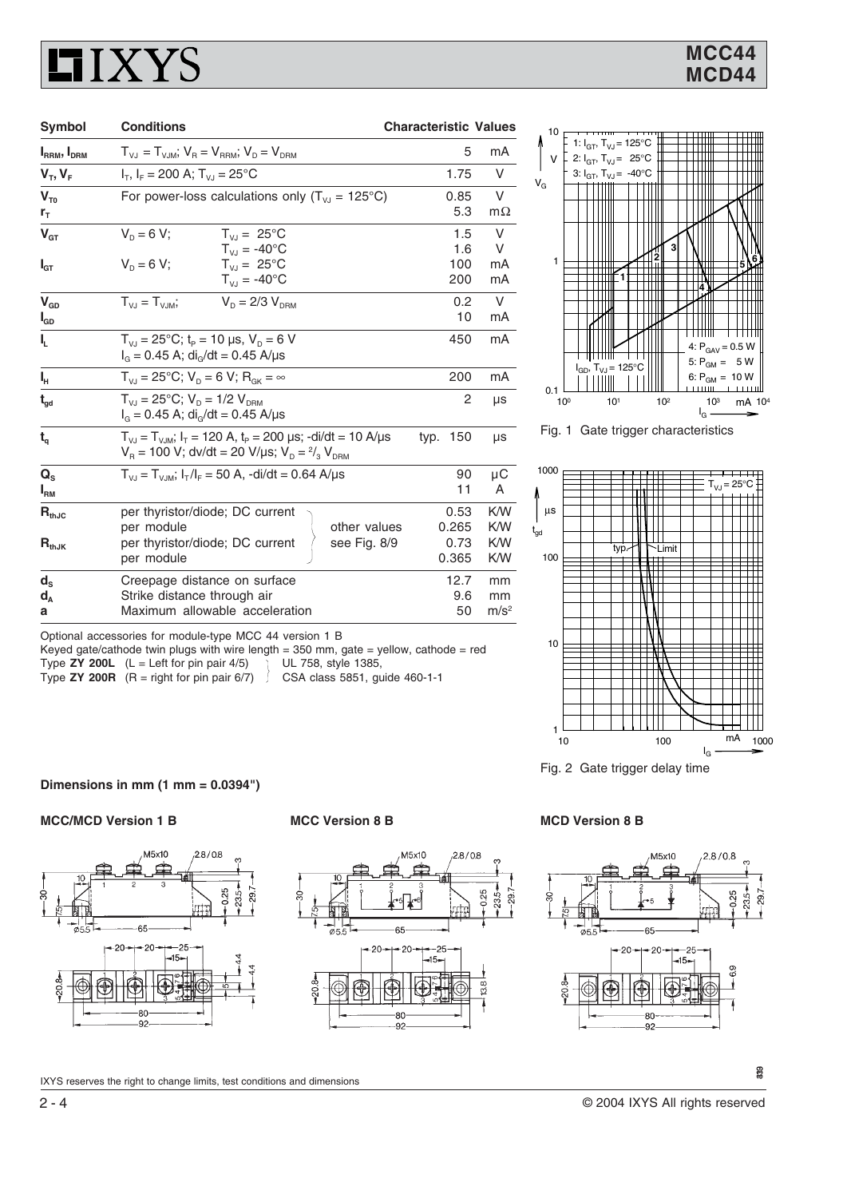| Symbol | Conditions | | | Characteristic Values | |
|---|---|---|---|---|---|
| $I_{RRM}$, $I_{DRM}$ | $T_{VJ} = T_{VJM}$; $V_R = V_{RRM}$; $V_D = V_{DRM}$ | | | 5 | mA |
| $V_T$, $V_F$ | $I_T$, $I_F$ = 200 A; $T_{VJ}$ = 25°C | | | 1.75 | V |
| $V_{T0}$ | For power-loss calculations only ($T_{VJ}$ = 125°C) | | | 0.85 | V |
| $r_T$ | | | | 5.3 | mΩ |
| $V_{GT}$ | $V_D$ = 6 V; | $T_{VJ}$ = 25°C | | 1.5 | V |
| | | $T_{VJ}$ = -40°C | | 1.6 | V |
| $I_{GT}$ | $V_D$ = 6 V; | $T_{VJ}$ = 25°C | | 100 | mA |
| | | $T_{VJ}$ = -40°C | | 200 | mA |
| $V_{GD}$ | $T_{VJ} = T_{VJM}$; | $V_D$ = 2/3 $V_{DRM}$ | | 0.2 | V |
| $I_{GD}$ | | | | 10 | mA |
| $I_L$ | $T_{VJ}$ = 25°C; $t_P$ = 10 µs, $V_D$ = 6 V<br>$I_G$ = 0.45 A; $di_G/dt$ = 0.45 A/µs | | | 450 | mA |
| $I_H$ | $T_{VJ}$ = 25°C; $V_D$ = 6 V; $R_{GK} = \infty$ | | | 200 | mA |
| $t_{gd}$ | $T_{VJ}$ = 25°C; $V_D$ = 1/2 $V_{DRM}$<br>$I_G$ = 0.45 A; $di_G/dt$ = 0.45 A/µs | | | 2 | µs |
| $t_q$ | $T_{VJ} = T_{VJM}$; $I_T$ = 120 A, $t_P$ = 200 µs; -di/dt = 10 A/µs<br>$V_R$ = 100 V; dv/dt = 20 V/µs; $V_D$ = $^2/_3$ $V_{DRM}$ | | | typ. 150 | µs |
| $Q_S$ | $T_{VJ} = T_{VJM}$; $I_T/I_F$ = 50 A, -di/dt = 0.64 A/µs | | | 90 | µC |
| $I_{RM}$ | | | | 11 | A |
| $R_{thJC}$ | per thyristor/diode; DC current | | other values | 0.53 | K/W |
| | per module | | see Fig. 8/9 | 0.265 | K/W |
| $R_{thJK}$ | per thyristor/diode; DC current | | | 0.73 | K/W |
| | per module | | | 0.365 | K/W |
| $d_S$ | Creepage distance on surface | | | 12.7 | mm |
| $d_A$ | Strike distance through air | | | 9.6 | mm |
| a | Maximum allowable acceleration | | | 50 | m/s² |

Optional accessories for module-type MCC 44 version 1 B
Keyed gate/cathode twin plugs with wire length = 350 mm, gate = yellow, cathode = red
Type **ZY 200L** (L = Left for pin pair 4/5) UL 758, style 1385,
Type **ZY 200R** (R = right for pin pair 6/7) CSA class 5851, guide 460-1-1

Fig. 1 Gate trigger characteristics

Fig. 2 Gate trigger delay time

**Dimensions in mm (1 mm = 0.0394")**

**MCC/MCD Version 1 B**

**MCC Version 8 B**

**MCD Version 8 B**

IXYS reserves the right to change limits, test conditions and dimensions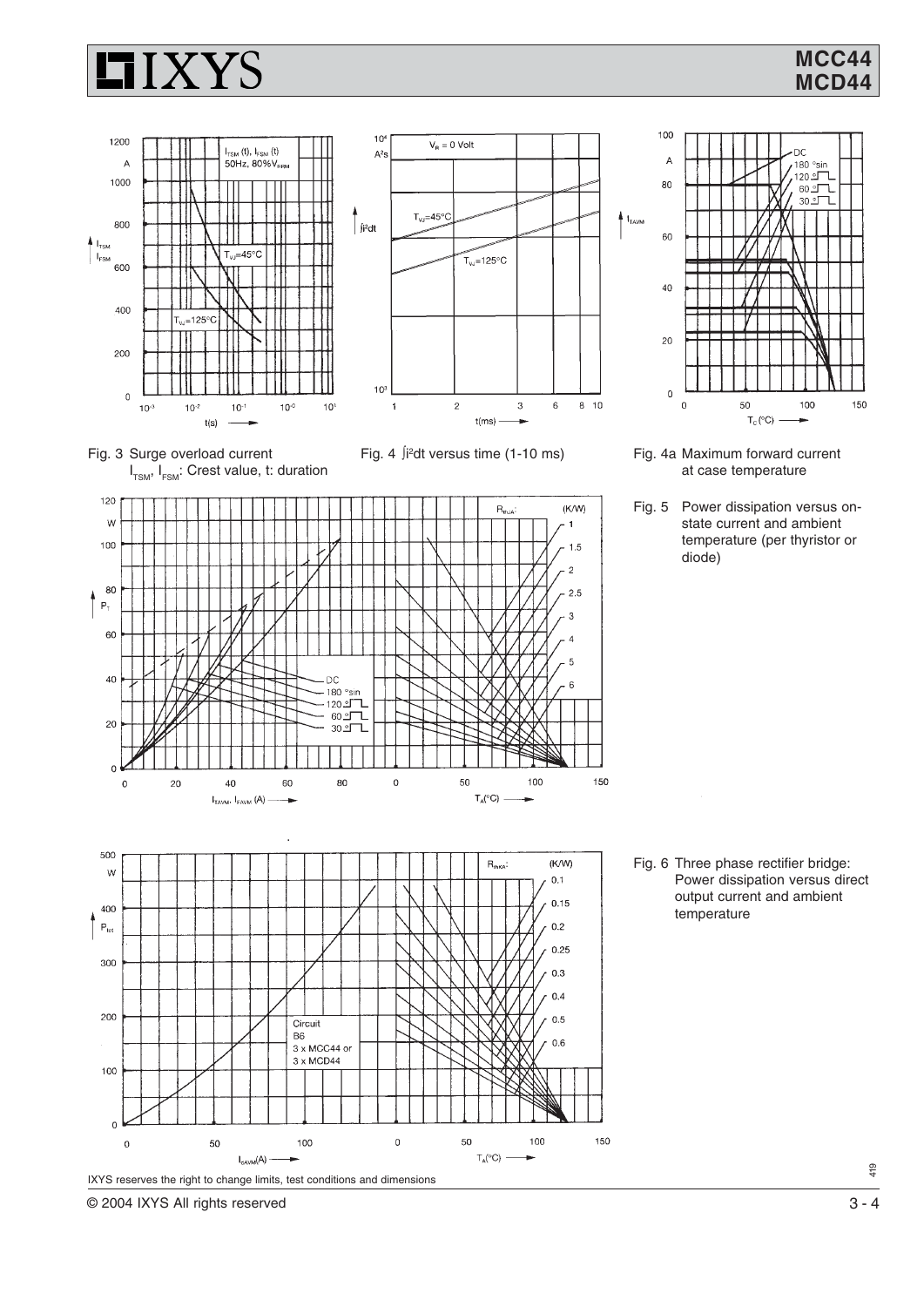Fig. 3 Surge overload current $I_{TSM}$, $I_{FSM}$: Crest value, t: duration

Fig. 4 $\int i^2dt$ versus time (1-10 ms)

Fig. 4a Maximum forward current at case temperature

Fig. 5 Power dissipation versus on-state current and ambient temperature (per thyristor or diode)

Fig. 6 Three phase rectifier bridge: Power dissipation versus direct output current and ambient temperature

IXYS reserves the right to change limits, test conditions and dimensions

© 2004 IXYS All rights reserved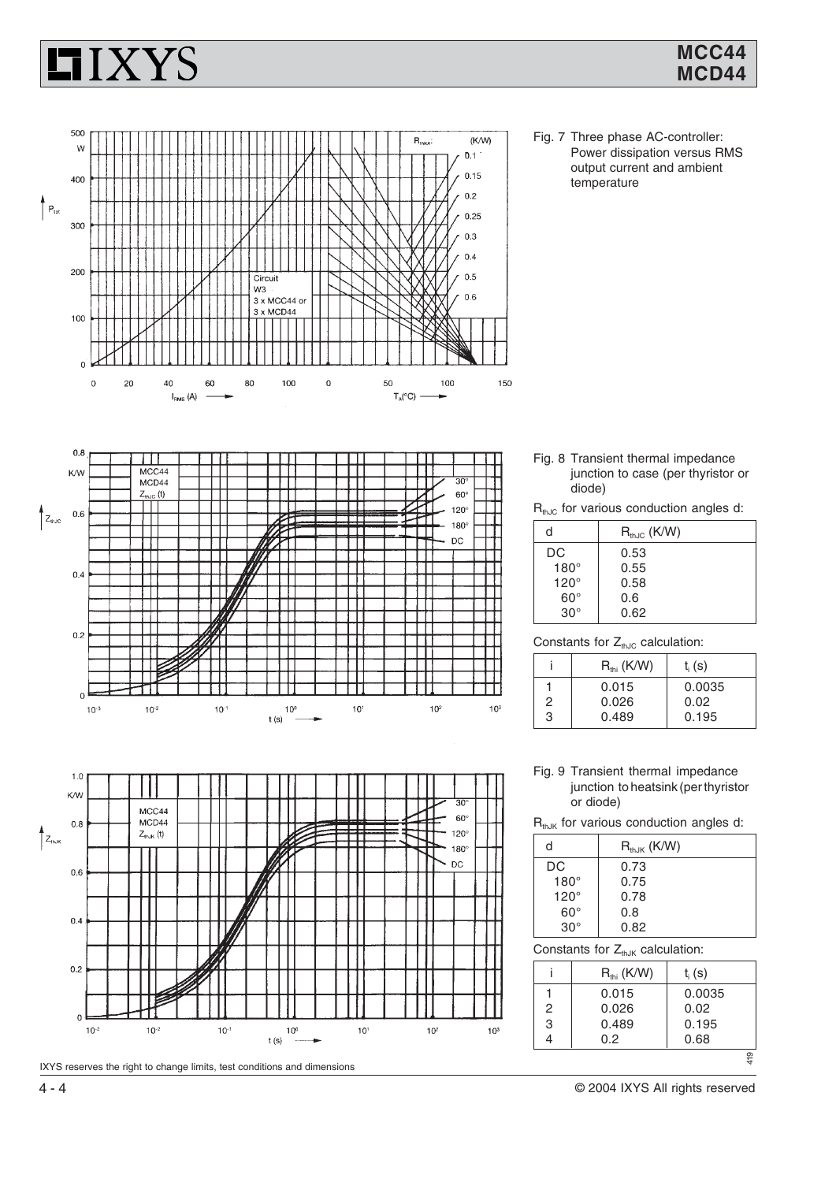500
W
400
$P_{tot}$
300
200
100
0

0 20 40 60 80 100
$I_{RMS}$ (A)

0 50 100 150
$T_A$(°C)

$R_{thKA}$: (K/W)
0.1
0.15
0.2
0.25
0.3
0.4
0.5
0.6

Circuit
W3
3 x MCC44 or
3 x MCD44

Fig. 7 Three phase AC-controller: Power dissipation versus RMS output current and ambient temperature

0.8
K/W
0.6
$Z_{thJC}$
0.4
0.2
0

MCC44
MCD44
$Z_{thJC}$ (t)

30°
60°
120°
180°
DC

$10^{-3}$ $10^{-2}$ $10^{-1}$ $10^{0}$ $10^{1}$ $10^{2}$ $10^{3}$
t (s)

Fig. 8 Transient thermal impedance junction to case (per thyristor or diode)

$R_{thJC}$ for various conduction angles d:

| d | $R_{thJC}$ (K/W) |
|---|---|
| DC | 0.53 |
| 180° | 0.55 |
| 120° | 0.58 |
| 60° | 0.6 |
| 30° | 0.62 |

Constants for $Z_{thJC}$ calculation:

| i | $R_{thi}$ (K/W) | $t_i$ (s) |
|---|---|---|
| 1 | 0.015 | 0.0035 |
| 2 | 0.026 | 0.02 |
| 3 | 0.489 | 0.195 |

1.0
K/W
0.8
$Z_{thJK}$
0.6
0.4
0.2
0

MCC44
MCD44
$Z_{thJK}$ (t)

30°
60°
120°
180°
DC

$10^{-3}$ $10^{-2}$ $10^{-1}$ $10^{0}$ $10^{1}$ $10^{2}$ $10^{3}$
t (s)

Fig. 9 Transient thermal impedance junction to heatsink (per thyristor or diode)

$R_{thJK}$ for various conduction angles d:

| d | $R_{thJK}$ (K/W) |
|---|---|
| DC | 0.73 |
| 180° | 0.75 |
| 120° | 0.78 |
| 60° | 0.8 |
| 30° | 0.82 |

Constants for $Z_{thJK}$ calculation:

| i | $R_{thi}$ (K/W) | $t_i$ (s) |
|---|---|---|
| 1 | 0.015 | 0.0035 |
| 2 | 0.026 | 0.02 |
| 3 | 0.489 | 0.195 |
| 4 | 0.2 | 0.68 |

IXYS reserves the right to change limits, test conditions and dimensions

© 2004 IXYS All rights reserved